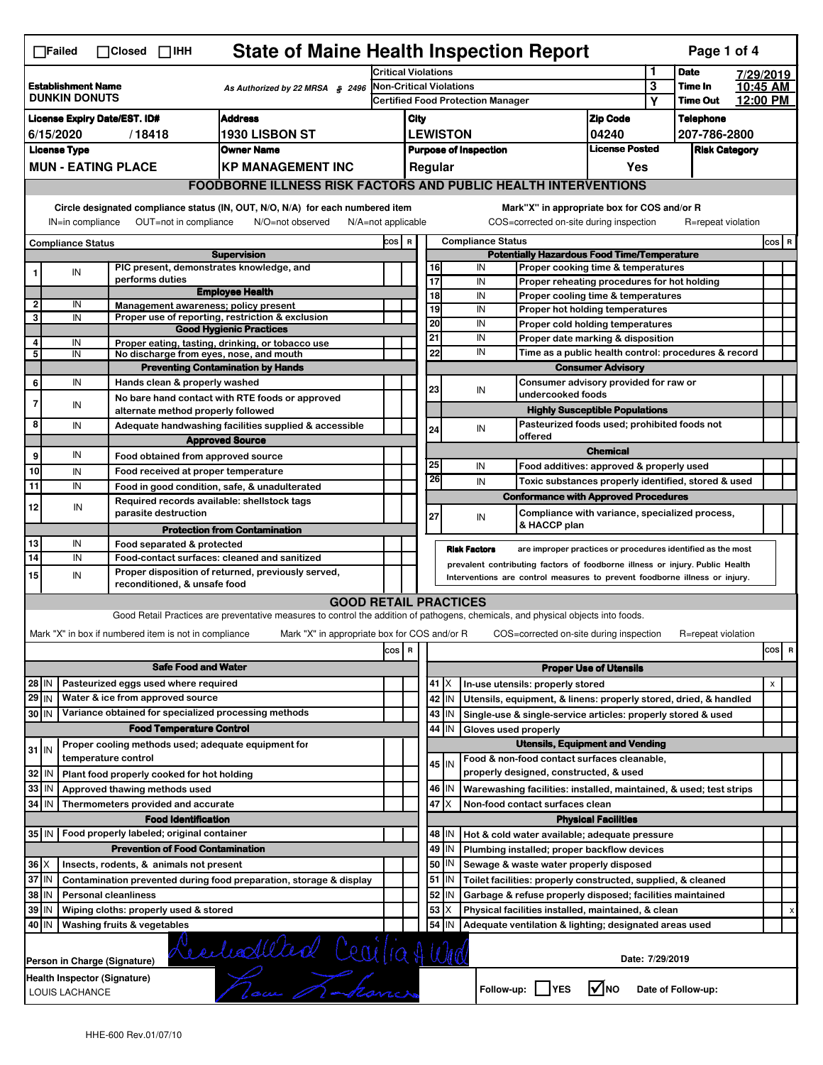# State of Maine Health Inspection Report

☐Failed ☐Closed ☐IHH

| | | | |
|---|---|---|---|
| **Establishment Name** DUNKIN DONUTS | As Authorized by 22 MRSA § 2496 | Critical Violations: 1<br>Non-Critical Violations: 3<br>Certified Food Protection Manager: Y | **Date** 7/29/2019<br>**Time In** 10:45 AM<br>**Time Out** 12:00 PM |

| License Expiry Date/EST. ID# | Address | City | Zip Code | Telephone |
|---|---|---|---|---|
| 6/15/2020 / 18418 | 1930 LISBON ST | LEWISTON | 04240 | 207-786-2800 |

| License Type | Owner Name | Purpose of Inspection | License Posted | Risk Category |
|---|---|---|---|---|
| MUN - EATING PLACE | KP MANAGEMENT INC | Regular | Yes | |

## FOODBORNE ILLNESS RISK FACTORS AND PUBLIC HEALTH INTERVENTIONS

Circle designated compliance status (IN, OUT, N/O, N/A) for each numbered item — IN=in compliance, OUT=not in compliance, N/O=not observed, N/A=not applicable

Mark "X" in appropriate box for COS and/or R — COS=corrected on-site during inspection, R=repeat violation

| # | Compliance Status | Item | COS | R |
|---|---|---|---|---|
| | | **Supervision** | | |
| 1 | IN | PIC present, demonstrates knowledge, and performs duties | | |
| | | **Employee Health** | | |
| 2 | IN | Management awareness; policy present | | |
| 3 | IN | Proper use of reporting, restriction & exclusion | | |
| | | **Good Hygienic Practices** | | |
| 4 | IN | Proper eating, tasting, drinking, or tobacco use | | |
| 5 | IN | No discharge from eyes, nose, and mouth | | |
| | | **Preventing Contamination by Hands** | | |
| 6 | IN | Hands clean & properly washed | | |
| 7 | IN | No bare hand contact with RTE foods or approved alternate method properly followed | | |
| 8 | IN | Adequate handwashing facilities supplied & accessible | | |
| | | **Approved Source** | | |
| 9 | IN | Food obtained from approved source | | |
| 10 | IN | Food received at proper temperature | | |
| 11 | IN | Food in good condition, safe, & unadulterated | | |
| 12 | IN | Required records available: shellstock tags parasite destruction | | |
| | | **Protection from Contamination** | | |
| 13 | IN | Food separated & protected | | |
| 14 | IN | Food-contact surfaces: cleaned and sanitized | | |
| 15 | IN | Proper disposition of returned, previously served, reconditioned, & unsafe food | | |
| | | **Potentially Hazardous Food Time/Temperature** | | |
| 16 | IN | Proper cooking time & temperatures | | |
| 17 | IN | Proper reheating procedures for hot holding | | |
| 18 | IN | Proper cooling time & temperatures | | |
| 19 | IN | Proper hot holding temperatures | | |
| 20 | IN | Proper cold holding temperatures | | |
| 21 | IN | Proper date marking & disposition | | |
| 22 | IN | Time as a public health control: procedures & record | | |
| | | **Consumer Advisory** | | |
| 23 | IN | Consumer advisory provided for raw or undercooked foods | | |
| | | **Highly Susceptible Populations** | | |
| 24 | IN | Pasteurized foods used; prohibited foods not offered | | |
| | | **Chemical** | | |
| 25 | IN | Food additives: approved & properly used | | |
| 26 | IN | Toxic substances properly identified, stored & used | | |
| | | **Conformance with Approved Procedures** | | |
| 27 | IN | Compliance with variance, specialized process, & HACCP plan | | |

**Risk Factors** are improper practices or procedures identified as the most prevalent contributing factors of foodborne illness or injury. Public Health Interventions are control measures to prevent foodborne illness or injury.

## GOOD RETAIL PRACTICES

Good Retail Practices are preventative measures to control the addition of pathogens, chemicals, and physical objects into foods.

Mark "X" in box if numbered item is not in compliance — Mark "X" in appropriate box for COS and/or R — COS=corrected on-site during inspection — R=repeat violation

| # | Status | Item | COS | R |
|---|---|---|---|---|
| | | **Safe Food and Water** | | |
| 28 | IN | Pasteurized eggs used where required | | |
| 29 | IN | Water & ice from approved source | | |
| 30 | IN | Variance obtained for specialized processing methods | | |
| | | **Food Temperature Control** | | |
| 31 | IN | Proper cooling methods used; adequate equipment for temperature control | | |
| 32 | IN | Plant food properly cooked for hot holding | | |
| 33 | IN | Approved thawing methods used | | |
| 34 | IN | Thermometers provided and accurate | | |
| | | **Food Identification** | | |
| 35 | IN | Food properly labeled; original container | | |
| | | **Prevention of Food Contamination** | | |
| 36 | X | Insects, rodents, & animals not present | | |
| 37 | IN | Contamination prevented during food preparation, storage & display | | |
| 38 | IN | Personal cleanliness | | |
| 39 | IN | Wiping cloths: properly used & stored | | |
| 40 | IN | Washing fruits & vegetables | | |
| | | **Proper Use of Utensils** | | |
| 41 | X | In-use utensils: properly stored | | X |
| 42 | IN | Utensils, equipment, & linens: properly stored, dried, & handled | | |
| 43 | IN | Single-use & single-service articles: properly stored & used | | |
| 44 | IN | Gloves used properly | | |
| | | **Utensils, Equipment and Vending** | | |
| 45 | IN | Food & non-food contact surfaces cleanable, properly designed, constructed, & used | | |
| 46 | IN | Warewashing facilities: installed, maintained, & used; test strips | | |
| 47 | X | Non-food contact surfaces clean | | |
| | | **Physical Facilities** | | |
| 48 | IN | Hot & cold water available; adequate pressure | | |
| 49 | IN | Plumbing installed; proper backflow devices | | |
| 50 | IN | Sewage & waste water properly disposed | | |
| 51 | IN | Toilet facilities: properly constructed, supplied, & cleaned | | |
| 52 | IN | Garbage & refuse properly disposed; facilities maintained | | |
| 53 | X | Physical facilities installed, maintained, & clean | | X |
| 54 | IN | Adequate ventilation & lighting; designated areas used | | |

**Person in Charge (Signature)**: Cecilia A Ward (signature)

**Date:** 7/29/2019

**Health Inspector (Signature)**: LOUIS LACHANCE (signature)

**Follow-up:** ☐ YES ☑ NO  **Date of Follow-up:**

HHE-600 Rev.01/07/10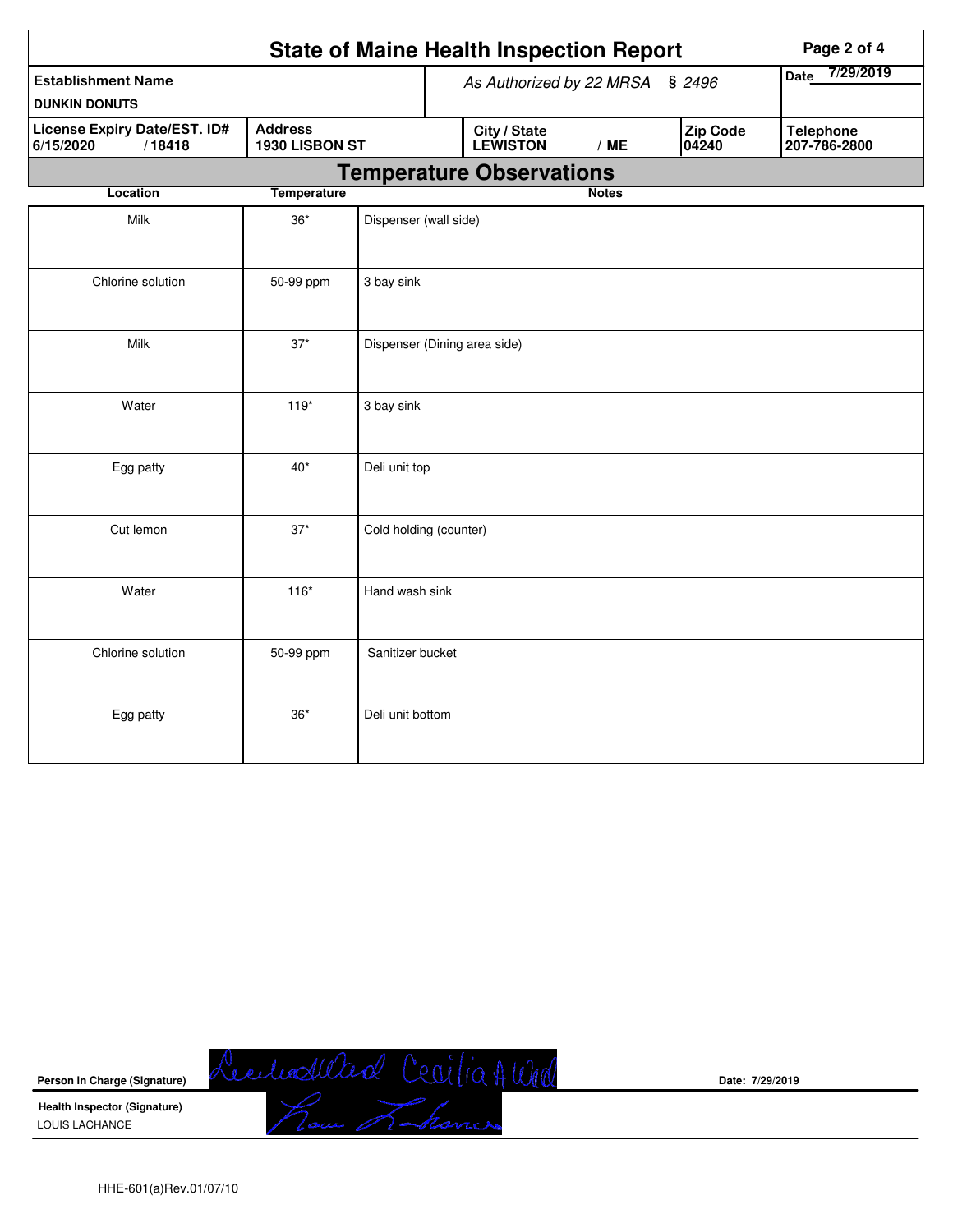# State of Maine Health Inspection Report

| Establishment Name | As Authorized by 22 MRSA § 2496 | | | Date 7/29/2019 |
|---|---|---|---|---|
| DUNKIN DONUTS | | | | |
| **License Expiry Date/EST. ID#** | **Address** | **City / State** | **Zip Code** | **Telephone** |
| 6/15/2020 / 18418 | 1930 LISBON ST | LEWISTON / ME | 04240 | 207-786-2800 |

## Temperature Observations

| Location | Temperature | Notes |
|---|---|---|
| Milk | 36* | Dispenser (wall side) |
| Chlorine solution | 50-99 ppm | 3 bay sink |
| Milk | 37* | Dispenser (Dining area side) |
| Water | 119* | 3 bay sink |
| Egg patty | 40* | Deli unit top |
| Cut lemon | 37* | Cold holding (counter) |
| Water | 116* | Hand wash sink |
| Chlorine solution | 50-99 ppm | Sanitizer bucket |
| Egg patty | 36* | Deli unit bottom |

**Person in Charge (Signature)** Cecilia A Ward Cecilia A Ward    **Date:** 7/29/2019

**Health Inspector (Signature)**
LOUIS LACHANCE    Louis Lachance

HHE-601(a)Rev.01/07/10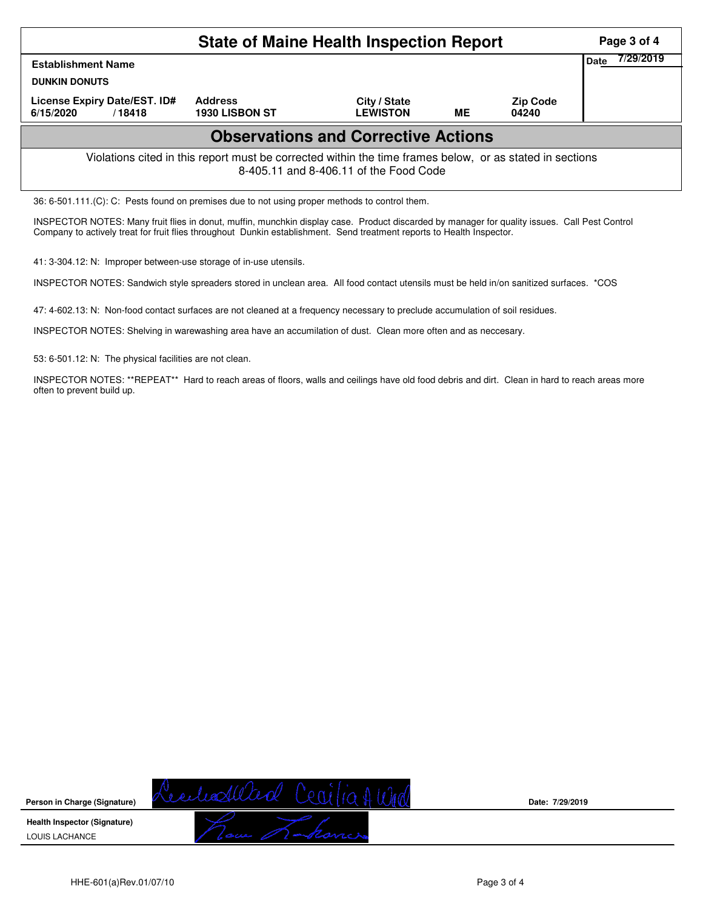# State of Maine Health Inspection Report

| Establishment Name | | | | | Date 7/29/2019 |
|---|---|---|---|---|---|
| DUNKIN DONUTS | | | | | |
| License Expiry Date/EST. ID# | Address | City / State | | Zip Code | |
| 6/15/2020 / 18418 | 1930 LISBON ST | LEWISTON | ME | 04240 | |

## Observations and Corrective Actions

Violations cited in this report must be corrected within the time frames below, or as stated in sections 8-405.11 and 8-406.11 of the Food Code

36: 6-501.111.(C): C: Pests found on premises due to not using proper methods to control them.

INSPECTOR NOTES: Many fruit flies in donut, muffin, munchkin display case. Product discarded by manager for quality issues. Call Pest Control Company to actively treat for fruit flies throughout Dunkin establishment. Send treatment reports to Health Inspector.

41: 3-304.12: N: Improper between-use storage of in-use utensils.

INSPECTOR NOTES: Sandwich style spreaders stored in unclean area. All food contact utensils must be held in/on sanitized surfaces. *COS

47: 4-602.13: N: Non-food contact surfaces are not cleaned at a frequency necessary to preclude accumulation of soil residues.

INSPECTOR NOTES: Shelving in warewashing area have an accumilation of dust. Clean more often and as neccesary.

53: 6-501.12: N: The physical facilities are not clean.

INSPECTOR NOTES: **REPEAT** Hard to reach areas of floors, walls and ceilings have old food debris and dirt. Clean in hard to reach areas more often to prevent build up.

**Person in Charge (Signature)** Cecilia A Ward Cecilia A Ward **Date:** 7/29/2019

**Health Inspector (Signature)** Louis Lachance

LOUIS LACHANCE

HHE-601(a)Rev.01/07/10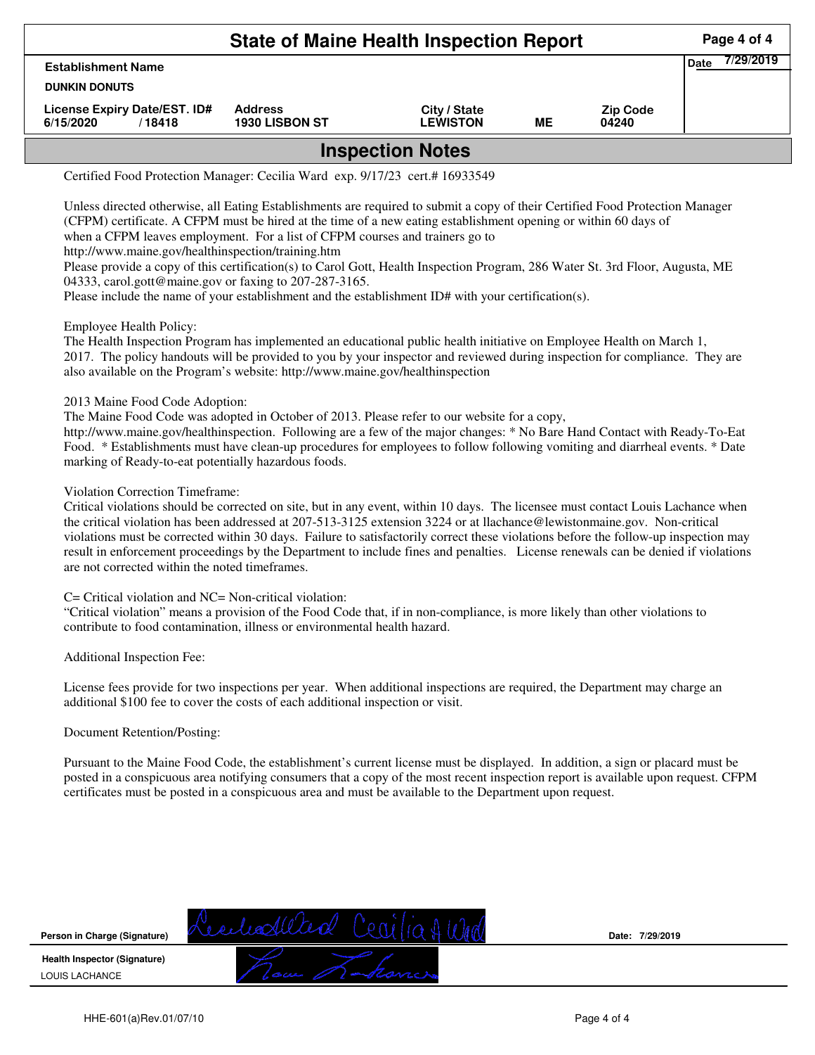# State of Maine Health Inspection Report

| | | | | | |
|---|---|---|---|---|---|
| **Establishment Name** | | | | | **Date** 7/29/2019 |
| **DUNKIN DONUTS** | | | | | |
| **License Expiry Date/EST. ID#** 6/15/2020 / 18418 | **Address** 1930 LISBON ST | **City / State** LEWISTON | ME | **Zip Code** 04240 | |

## Inspection Notes

Certified Food Protection Manager: Cecilia Ward exp. 9/17/23 cert.# 16933549

Unless directed otherwise, all Eating Establishments are required to submit a copy of their Certified Food Protection Manager (CFPM) certificate. A CFPM must be hired at the time of a new eating establishment opening or within 60 days of when a CFPM leaves employment. For a list of CFPM courses and trainers go to http://www.maine.gov/healthinspection/training.htm
Please provide a copy of this certification(s) to Carol Gott, Health Inspection Program, 286 Water St. 3rd Floor, Augusta, ME 04333, carol.gott@maine.gov or faxing to 207-287-3165.
Please include the name of your establishment and the establishment ID# with your certification(s).

Employee Health Policy:
The Health Inspection Program has implemented an educational public health initiative on Employee Health on March 1, 2017. The policy handouts will be provided to you by your inspector and reviewed during inspection for compliance. They are also available on the Program's website: http://www.maine.gov/healthinspection

2013 Maine Food Code Adoption:
The Maine Food Code was adopted in October of 2013. Please refer to our website for a copy, http://www.maine.gov/healthinspection. Following are a few of the major changes: * No Bare Hand Contact with Ready-To-Eat Food. * Establishments must have clean-up procedures for employees to follow following vomiting and diarrheal events. * Date marking of Ready-to-eat potentially hazardous foods.

Violation Correction Timeframe:
Critical violations should be corrected on site, but in any event, within 10 days. The licensee must contact Louis Lachance when the critical violation has been addressed at 207-513-3125 extension 3224 or at llachance@lewistonmaine.gov. Non-critical violations must be corrected within 30 days. Failure to satisfactorily correct these violations before the follow-up inspection may result in enforcement proceedings by the Department to include fines and penalties. License renewals can be denied if violations are not corrected within the noted timeframes.

C= Critical violation and NC= Non-critical violation:
"Critical violation" means a provision of the Food Code that, if in non-compliance, is more likely than other violations to contribute to food contamination, illness or environmental health hazard.

Additional Inspection Fee:

License fees provide for two inspections per year. When additional inspections are required, the Department may charge an additional $100 fee to cover the costs of each additional inspection or visit.

Document Retention/Posting:

Pursuant to the Maine Food Code, the establishment's current license must be displayed. In addition, a sign or placard must be posted in a conspicuous area notifying consumers that a copy of the most recent inspection report is available upon request. CFPM certificates must be posted in a conspicuous area and must be available to the Department upon request.

**Person in Charge (Signature)** [signature] **Date:** 7/29/2019

**Health Inspector (Signature)** [signature]
LOUIS LACHANCE

HHE-601(a)Rev.01/07/10